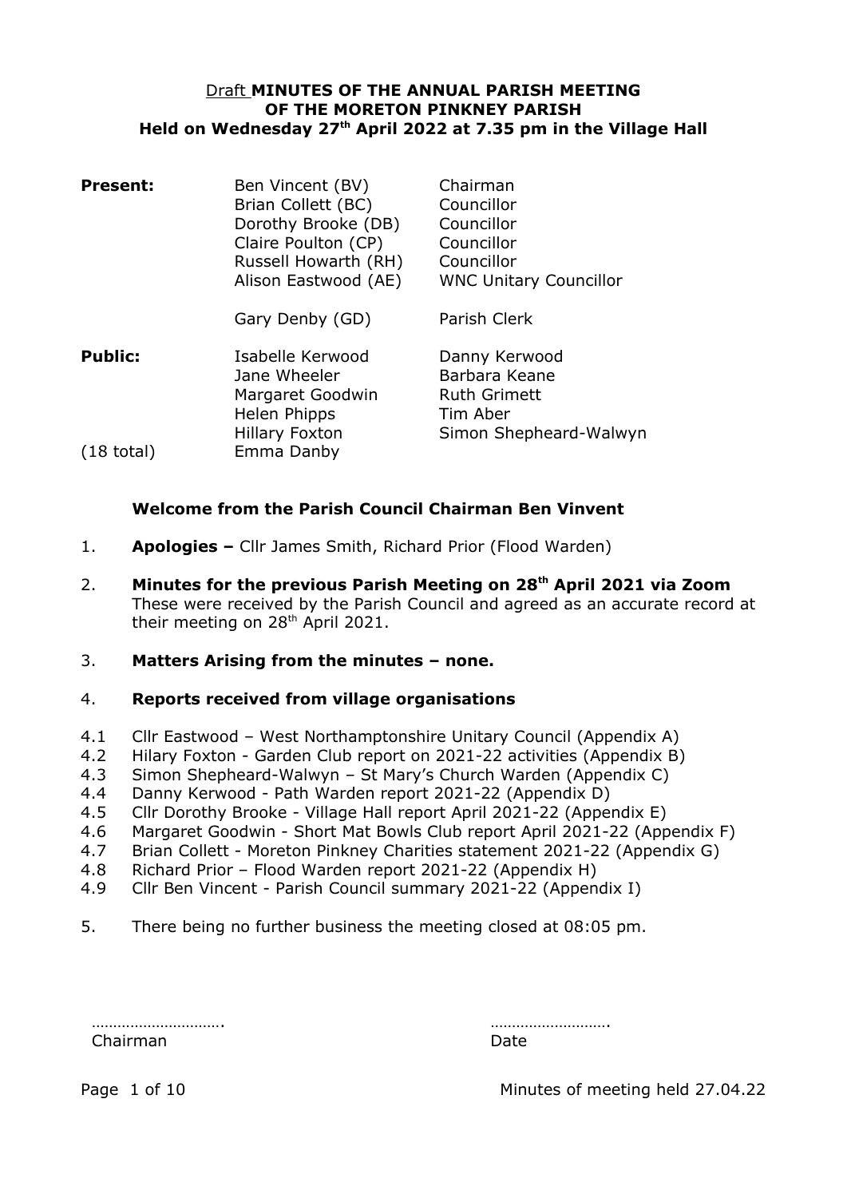Draft **MINUTES OF THE ANNUAL PARISH MEETING OF THE MORETON PINKNEY PARISH**
**Held on Wednesday 27th April 2022 at 7.35 pm in the Village Hall**

| | | |
|---|---|---|
| **Present:** | Ben Vincent (BV) | Chairman |
| | Brian Collett (BC) | Councillor |
| | Dorothy Brooke (DB) | Councillor |
| | Claire Poulton (CP) | Councillor |
| | Russell Howarth (RH) | Councillor |
| | Alison Eastwood (AE) | WNC Unitary Councillor |
| | Gary Denby (GD) | Parish Clerk |
| **Public:** | Isabelle Kerwood | Danny Kerwood |
| | Jane Wheeler | Barbara Keane |
| | Margaret Goodwin | Ruth Grimett |
| | Helen Phipps | Tim Aber |
| | Hillary Foxton | Simon Shepheard-Walwyn |
| (18 total) | Emma Danby | |

**Welcome from the Parish Council Chairman Ben Vinvent**

1. **Apologies –** Cllr James Smith, Richard Prior (Flood Warden)
2. **Minutes for the previous Parish Meeting on 28th April 2021 via Zoom**
   These were received by the Parish Council and agreed as an accurate record at their meeting on 28th April 2021.
3. **Matters Arising from the minutes – none.**
4. **Reports received from village organisations**

4.1 Cllr Eastwood – West Northamptonshire Unitary Council (Appendix A)
4.2 Hilary Foxton - Garden Club report on 2021-22 activities (Appendix B)
4.3 Simon Shepheard-Walwyn – St Mary's Church Warden (Appendix C)
4.4 Danny Kerwood - Path Warden report 2021-22 (Appendix D)
4.5 Cllr Dorothy Brooke - Village Hall report April 2021-22 (Appendix E)
4.6 Margaret Goodwin - Short Mat Bowls Club report April 2021-22 (Appendix F)
4.7 Brian Collett - Moreton Pinkney Charities statement 2021-22 (Appendix G)
4.8 Richard Prior – Flood Warden report 2021-22 (Appendix H)
4.9 Cllr Ben Vincent - Parish Council summary 2021-22 (Appendix I)

5. There being no further business the meeting closed at 08:05 pm.

………………………….
Chairman

……………………….
Date

Minutes of meeting held 27.04.22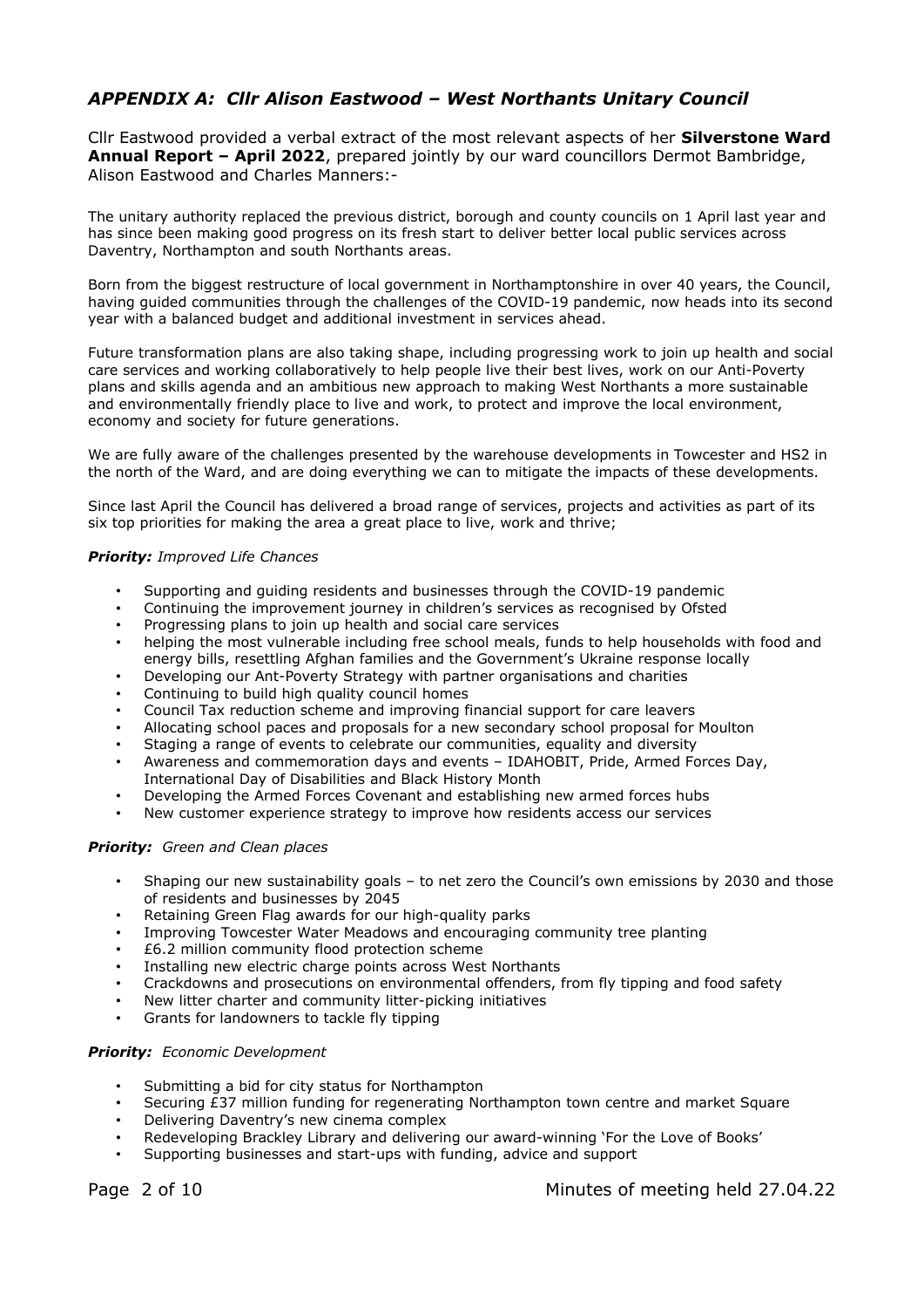## *APPENDIX A: Cllr Alison Eastwood – West Northants Unitary Council*

Cllr Eastwood provided a verbal extract of the most relevant aspects of her **Silverstone Ward Annual Report – April 2022**, prepared jointly by our ward councillors Dermot Bambridge, Alison Eastwood and Charles Manners:-

The unitary authority replaced the previous district, borough and county councils on 1 April last year and has since been making good progress on its fresh start to deliver better local public services across Daventry, Northampton and south Northants areas.

Born from the biggest restructure of local government in Northamptonshire in over 40 years, the Council, having guided communities through the challenges of the COVID-19 pandemic, now heads into its second year with a balanced budget and additional investment in services ahead.

Future transformation plans are also taking shape, including progressing work to join up health and social care services and working collaboratively to help people live their best lives, work on our Anti-Poverty plans and skills agenda and an ambitious new approach to making West Northants a more sustainable and environmentally friendly place to live and work, to protect and improve the local environment, economy and society for future generations.

We are fully aware of the challenges presented by the warehouse developments in Towcester and HS2 in the north of the Ward, and are doing everything we can to mitigate the impacts of these developments.

Since last April the Council has delivered a broad range of services, projects and activities as part of its six top priorities for making the area a great place to live, work and thrive;

***Priority:** Improved Life Chances*

- Supporting and guiding residents and businesses through the COVID-19 pandemic
- Continuing the improvement journey in children's services as recognised by Ofsted
- Progressing plans to join up health and social care services
- helping the most vulnerable including free school meals, funds to help households with food and energy bills, resettling Afghan families and the Government's Ukraine response locally
- Developing our Ant-Poverty Strategy with partner organisations and charities
- Continuing to build high quality council homes
- Council Tax reduction scheme and improving financial support for care leavers
- Allocating school paces and proposals for a new secondary school proposal for Moulton
- Staging a range of events to celebrate our communities, equality and diversity
- Awareness and commemoration days and events – IDAHOBIT, Pride, Armed Forces Day, International Day of Disabilities and Black History Month
- Developing the Armed Forces Covenant and establishing new armed forces hubs
- New customer experience strategy to improve how residents access our services

***Priority:** Green and Clean places*

- Shaping our new sustainability goals – to net zero the Council's own emissions by 2030 and those of residents and businesses by 2045
- Retaining Green Flag awards for our high-quality parks
- Improving Towcester Water Meadows and encouraging community tree planting
- £6.2 million community flood protection scheme
- Installing new electric charge points across West Northants
- Crackdowns and prosecutions on environmental offenders, from fly tipping and food safety
- New litter charter and community litter-picking initiatives
- Grants for landowners to tackle fly tipping

***Priority:** Economic Development*

- Submitting a bid for city status for Northampton
- Securing £37 million funding for regenerating Northampton town centre and market Square
- Delivering Daventry's new cinema complex
- Redeveloping Brackley Library and delivering our award-winning 'For the Love of Books'
- Supporting businesses and start-ups with funding, advice and support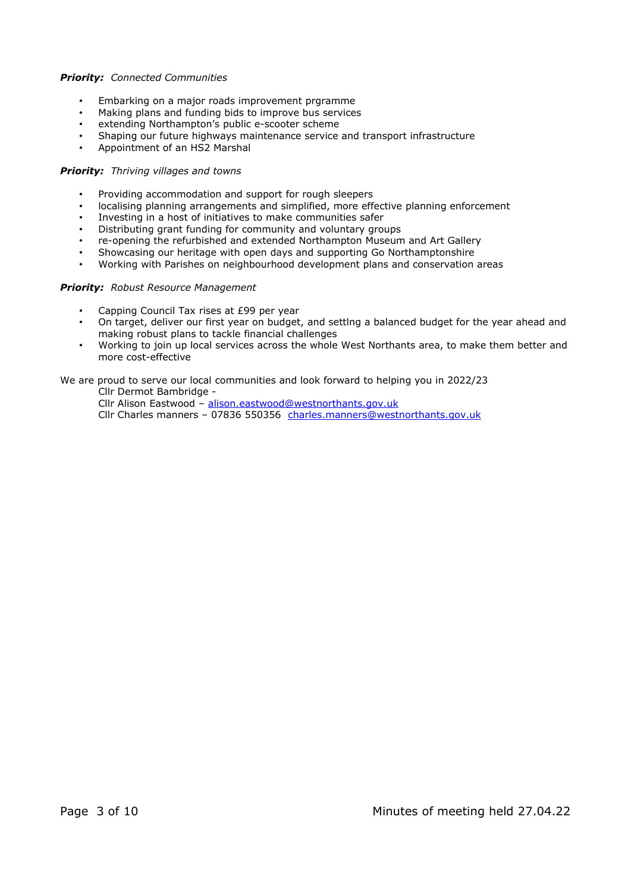***Priority:*** *Connected Communities*

- Embarking on a major roads improvement prgramme
- Making plans and funding bids to improve bus services
- extending Northampton's public e-scooter scheme
- Shaping our future highways maintenance service and transport infrastructure
- Appointment of an HS2 Marshal

***Priority:*** *Thriving villages and towns*

- Providing accommodation and support for rough sleepers
- localising planning arrangements and simplified, more effective planning enforcement
- Investing in a host of initiatives to make communities safer
- Distributing grant funding for community and voluntary groups
- re-opening the refurbished and extended Northampton Museum and Art Gallery
- Showcasing our heritage with open days and supporting Go Northamptonshire
- Working with Parishes on neighbourhood development plans and conservation areas

***Priority:*** *Robust Resource Management*

- Capping Council Tax rises at £99 per year
- On target, deliver our first year on budget, and settlng a balanced budget for the year ahead and making robust plans to tackle financial challenges
- Working to join up local services across the whole West Northants area, to make them better and more cost-effective

We are proud to serve our local communities and look forward to helping you in 2022/23

Cllr Dermot Bambridge -
Cllr Alison Eastwood – alison.eastwood@westnorthants.gov.uk
Cllr Charles manners – 07836 550356 charles.manners@westnorthants.gov.uk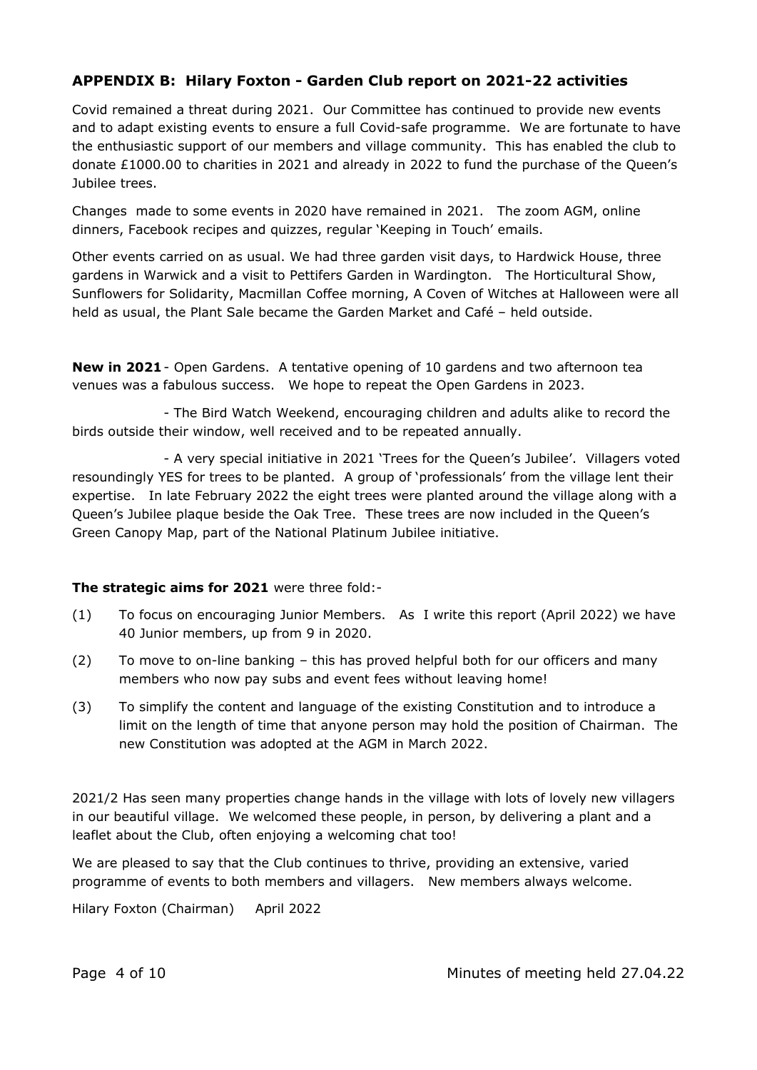### APPENDIX B: Hilary Foxton - Garden Club report on 2021-22 activities

Covid remained a threat during 2021. Our Committee has continued to provide new events and to adapt existing events to ensure a full Covid-safe programme. We are fortunate to have the enthusiastic support of our members and village community. This has enabled the club to donate £1000.00 to charities in 2021 and already in 2022 to fund the purchase of the Queen's Jubilee trees.

Changes made to some events in 2020 have remained in 2021. The zoom AGM, online dinners, Facebook recipes and quizzes, regular 'Keeping in Touch' emails.

Other events carried on as usual. We had three garden visit days, to Hardwick House, three gardens in Warwick and a visit to Pettifers Garden in Wardington. The Horticultural Show, Sunflowers for Solidarity, Macmillan Coffee morning, A Coven of Witches at Halloween were all held as usual, the Plant Sale became the Garden Market and Café – held outside.

**New in 2021** - Open Gardens. A tentative opening of 10 gardens and two afternoon tea venues was a fabulous success. We hope to repeat the Open Gardens in 2023.

- The Bird Watch Weekend, encouraging children and adults alike to record the birds outside their window, well received and to be repeated annually.

- A very special initiative in 2021 'Trees for the Queen's Jubilee'. Villagers voted resoundingly YES for trees to be planted. A group of 'professionals' from the village lent their expertise. In late February 2022 the eight trees were planted around the village along with a Queen's Jubilee plaque beside the Oak Tree. These trees are now included in the Queen's Green Canopy Map, part of the National Platinum Jubilee initiative.

**The strategic aims for 2021** were three fold:-

(1) To focus on encouraging Junior Members. As I write this report (April 2022) we have 40 Junior members, up from 9 in 2020.

(2) To move to on-line banking – this has proved helpful both for our officers and many members who now pay subs and event fees without leaving home!

(3) To simplify the content and language of the existing Constitution and to introduce a limit on the length of time that anyone person may hold the position of Chairman. The new Constitution was adopted at the AGM in March 2022.

2021/2 Has seen many properties change hands in the village with lots of lovely new villagers in our beautiful village. We welcomed these people, in person, by delivering a plant and a leaflet about the Club, often enjoying a welcoming chat too!

We are pleased to say that the Club continues to thrive, providing an extensive, varied programme of events to both members and villagers. New members always welcome.

Hilary Foxton (Chairman) April 2022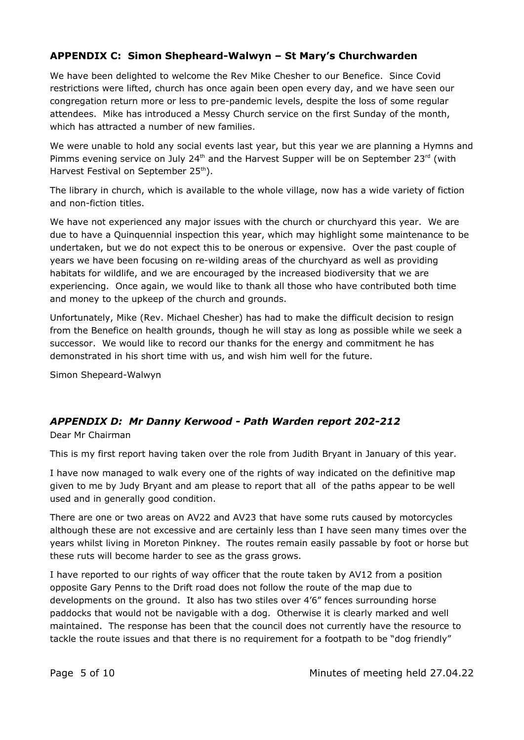## **APPENDIX C: Simon Shepheard-Walwyn – St Mary's Churchwarden**

We have been delighted to welcome the Rev Mike Chesher to our Benefice. Since Covid restrictions were lifted, church has once again been open every day, and we have seen our congregation return more or less to pre-pandemic levels, despite the loss of some regular attendees. Mike has introduced a Messy Church service on the first Sunday of the month, which has attracted a number of new families.

We were unable to hold any social events last year, but this year we are planning a Hymns and Pimms evening service on July 24th and the Harvest Supper will be on September 23rd (with Harvest Festival on September 25th).

The library in church, which is available to the whole village, now has a wide variety of fiction and non-fiction titles.

We have not experienced any major issues with the church or churchyard this year. We are due to have a Quinquennial inspection this year, which may highlight some maintenance to be undertaken, but we do not expect this to be onerous or expensive. Over the past couple of years we have been focusing on re-wilding areas of the churchyard as well as providing habitats for wildlife, and we are encouraged by the increased biodiversity that we are experiencing. Once again, we would like to thank all those who have contributed both time and money to the upkeep of the church and grounds.

Unfortunately, Mike (Rev. Michael Chesher) has had to make the difficult decision to resign from the Benefice on health grounds, though he will stay as long as possible while we seek a successor. We would like to record our thanks for the energy and commitment he has demonstrated in his short time with us, and wish him well for the future.

Simon Shepeard-Walwyn

## ***APPENDIX D: Mr Danny Kerwood - Path Warden report 202-212***

Dear Mr Chairman

This is my first report having taken over the role from Judith Bryant in January of this year.

I have now managed to walk every one of the rights of way indicated on the definitive map given to me by Judy Bryant and am please to report that all of the paths appear to be well used and in generally good condition.

There are one or two areas on AV22 and AV23 that have some ruts caused by motorcycles although these are not excessive and are certainly less than I have seen many times over the years whilst living in Moreton Pinkney. The routes remain easily passable by foot or horse but these ruts will become harder to see as the grass grows.

I have reported to our rights of way officer that the route taken by AV12 from a position opposite Gary Penns to the Drift road does not follow the route of the map due to developments on the ground. It also has two stiles over 4'6" fences surrounding horse paddocks that would not be navigable with a dog. Otherwise it is clearly marked and well maintained. The response has been that the council does not currently have the resource to tackle the route issues and that there is no requirement for a footpath to be "dog friendly"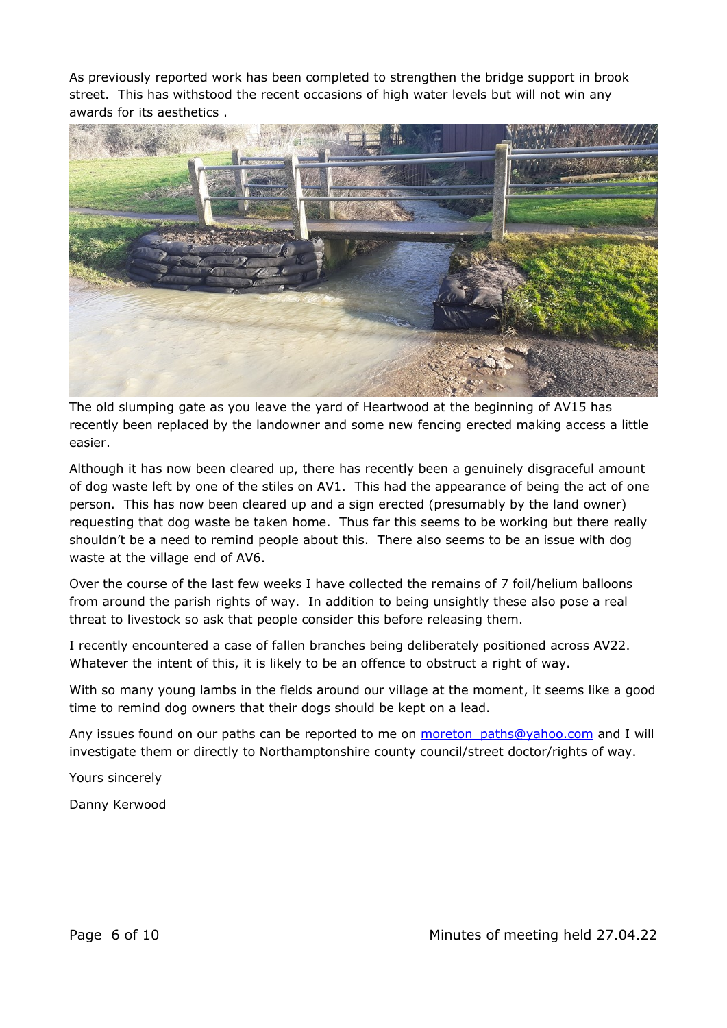As previously reported work has been completed to strengthen the bridge support in brook street. This has withstood the recent occasions of high water levels but will not win any awards for its aesthetics .

The old slumping gate as you leave the yard of Heartwood at the beginning of AV15 has recently been replaced by the landowner and some new fencing erected making access a little easier.

Although it has now been cleared up, there has recently been a genuinely disgraceful amount of dog waste left by one of the stiles on AV1. This had the appearance of being the act of one person. This has now been cleared up and a sign erected (presumably by the land owner) requesting that dog waste be taken home. Thus far this seems to be working but there really shouldn't be a need to remind people about this. There also seems to be an issue with dog waste at the village end of AV6.

Over the course of the last few weeks I have collected the remains of 7 foil/helium balloons from around the parish rights of way. In addition to being unsightly these also pose a real threat to livestock so ask that people consider this before releasing them.

I recently encountered a case of fallen branches being deliberately positioned across AV22. Whatever the intent of this, it is likely to be an offence to obstruct a right of way.

With so many young lambs in the fields around our village at the moment, it seems like a good time to remind dog owners that their dogs should be kept on a lead.

Any issues found on our paths can be reported to me on moreton_paths@yahoo.com and I will investigate them or directly to Northamptonshire county council/street doctor/rights of way.

Yours sincerely

Danny Kerwood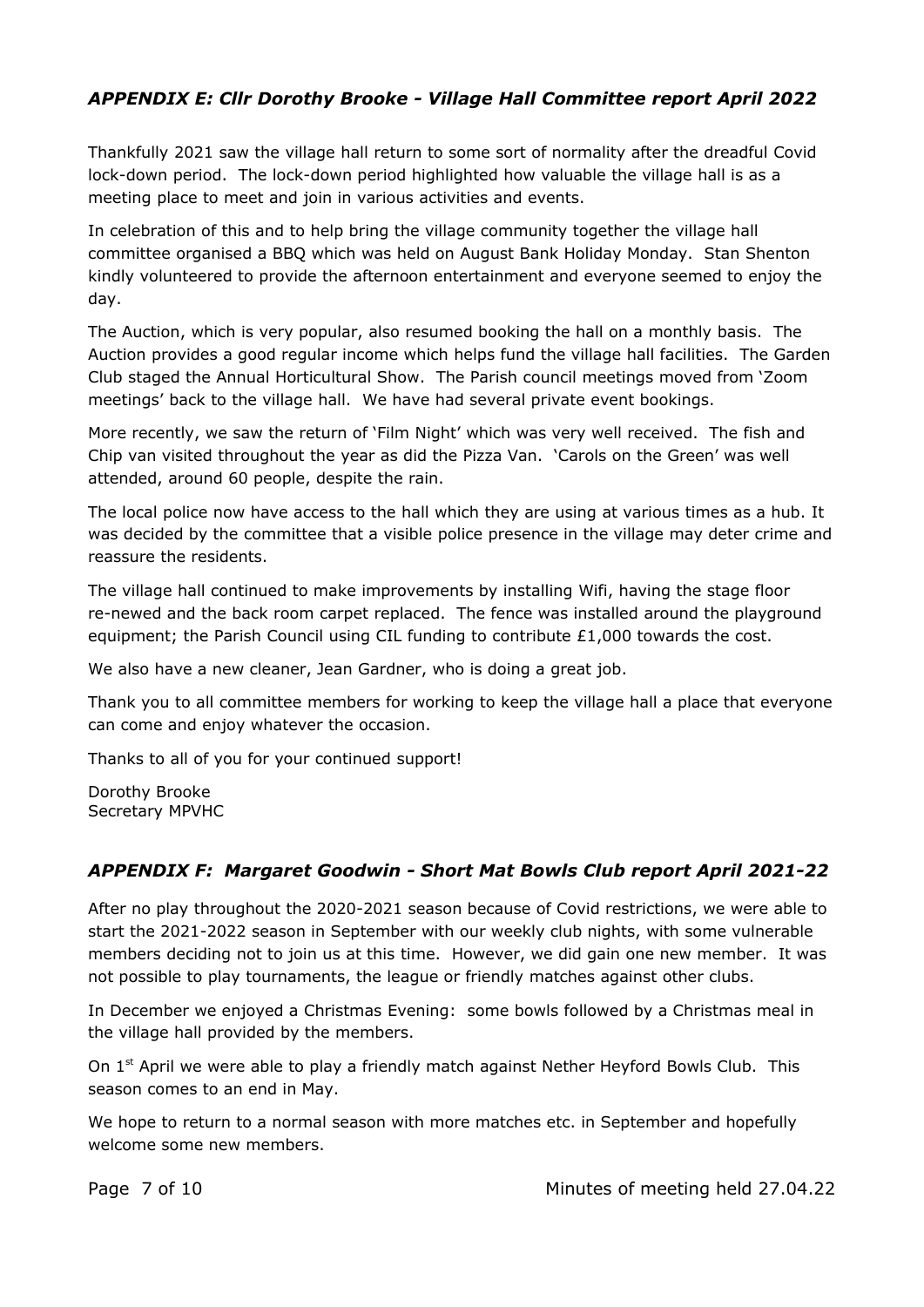## *APPENDIX E: Cllr Dorothy Brooke - Village Hall Committee report April 2022*

Thankfully 2021 saw the village hall return to some sort of normality after the dreadful Covid lock-down period. The lock-down period highlighted how valuable the village hall is as a meeting place to meet and join in various activities and events.

In celebration of this and to help bring the village community together the village hall committee organised a BBQ which was held on August Bank Holiday Monday. Stan Shenton kindly volunteered to provide the afternoon entertainment and everyone seemed to enjoy the day.

The Auction, which is very popular, also resumed booking the hall on a monthly basis. The Auction provides a good regular income which helps fund the village hall facilities. The Garden Club staged the Annual Horticultural Show. The Parish council meetings moved from 'Zoom meetings' back to the village hall. We have had several private event bookings.

More recently, we saw the return of 'Film Night' which was very well received. The fish and Chip van visited throughout the year as did the Pizza Van. 'Carols on the Green' was well attended, around 60 people, despite the rain.

The local police now have access to the hall which they are using at various times as a hub. It was decided by the committee that a visible police presence in the village may deter crime and reassure the residents.

The village hall continued to make improvements by installing Wifi, having the stage floor re-newed and the back room carpet replaced. The fence was installed around the playground equipment; the Parish Council using CIL funding to contribute £1,000 towards the cost.

We also have a new cleaner, Jean Gardner, who is doing a great job.

Thank you to all committee members for working to keep the village hall a place that everyone can come and enjoy whatever the occasion.

Thanks to all of you for your continued support!

Dorothy Brooke
Secretary MPVHC

## *APPENDIX F: Margaret Goodwin - Short Mat Bowls Club report April 2021-22*

After no play throughout the 2020-2021 season because of Covid restrictions, we were able to start the 2021-2022 season in September with our weekly club nights, with some vulnerable members deciding not to join us at this time. However, we did gain one new member. It was not possible to play tournaments, the league or friendly matches against other clubs.

In December we enjoyed a Christmas Evening: some bowls followed by a Christmas meal in the village hall provided by the members.

On 1st April we were able to play a friendly match against Nether Heyford Bowls Club. This season comes to an end in May.

We hope to return to a normal season with more matches etc. in September and hopefully welcome some new members.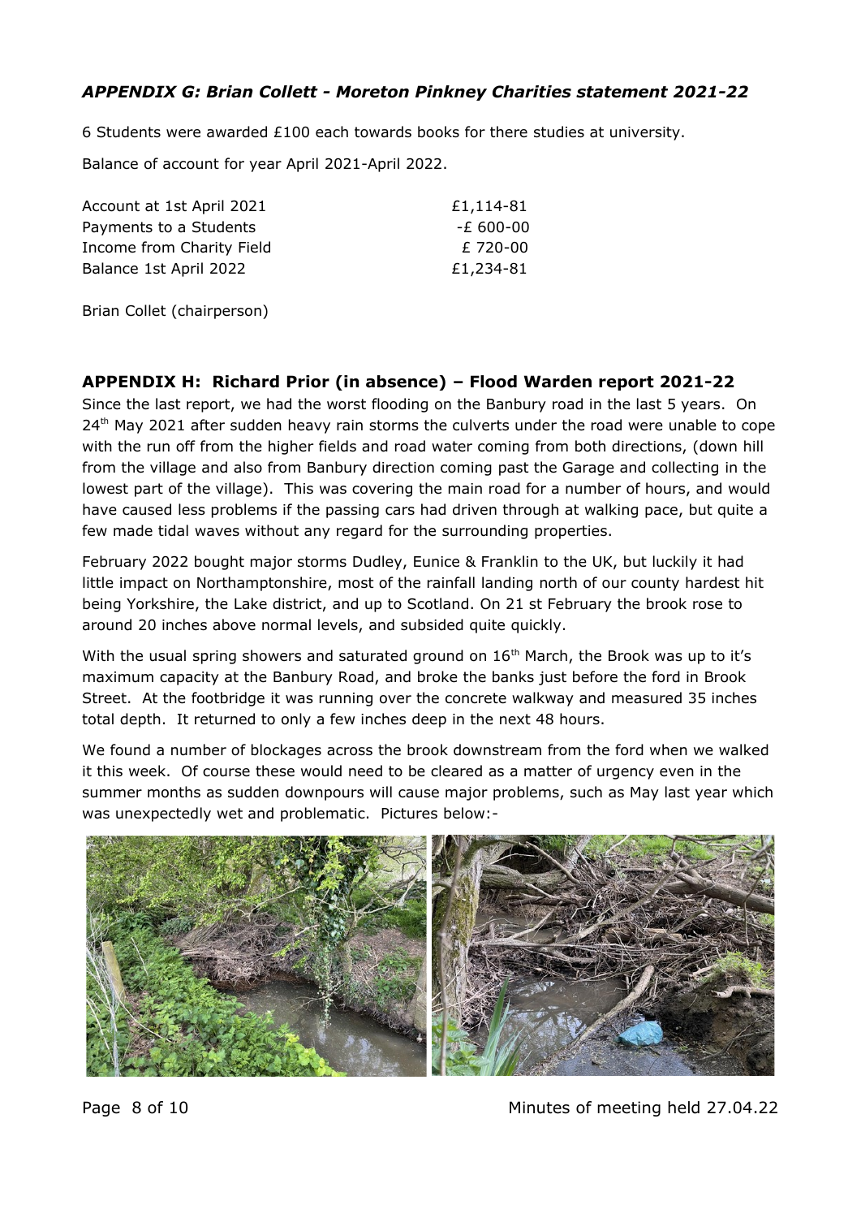## *APPENDIX G: Brian Collett - Moreton Pinkney Charities statement 2021-22*

6 Students were awarded £100 each towards books for there studies at university.

Balance of account for year April 2021-April 2022.

| | |
|---|---|
| Account at 1st April 2021 | £1,114-81 |
| Payments to a Students | -£ 600-00 |
| Income from Charity Field | £ 720-00 |
| Balance 1st April 2022 | £1,234-81 |

Brian Collet (chairperson)

## APPENDIX H: Richard Prior (in absence) – Flood Warden report 2021-22

Since the last report, we had the worst flooding on the Banbury road in the last 5 years. On 24th May 2021 after sudden heavy rain storms the culverts under the road were unable to cope with the run off from the higher fields and road water coming from both directions, (down hill from the village and also from Banbury direction coming past the Garage and collecting in the lowest part of the village). This was covering the main road for a number of hours, and would have caused less problems if the passing cars had driven through at walking pace, but quite a few made tidal waves without any regard for the surrounding properties.

February 2022 bought major storms Dudley, Eunice & Franklin to the UK, but luckily it had little impact on Northamptonshire, most of the rainfall landing north of our county hardest hit being Yorkshire, the Lake district, and up to Scotland. On 21 st February the brook rose to around 20 inches above normal levels, and subsided quite quickly.

With the usual spring showers and saturated ground on 16th March, the Brook was up to it's maximum capacity at the Banbury Road, and broke the banks just before the ford in Brook Street. At the footbridge it was running over the concrete walkway and measured 35 inches total depth. It returned to only a few inches deep in the next 48 hours.

We found a number of blockages across the brook downstream from the ford when we walked it this week. Of course these would need to be cleared as a matter of urgency even in the summer months as sudden downpours will cause major problems, such as May last year which was unexpectedly wet and problematic. Pictures below:-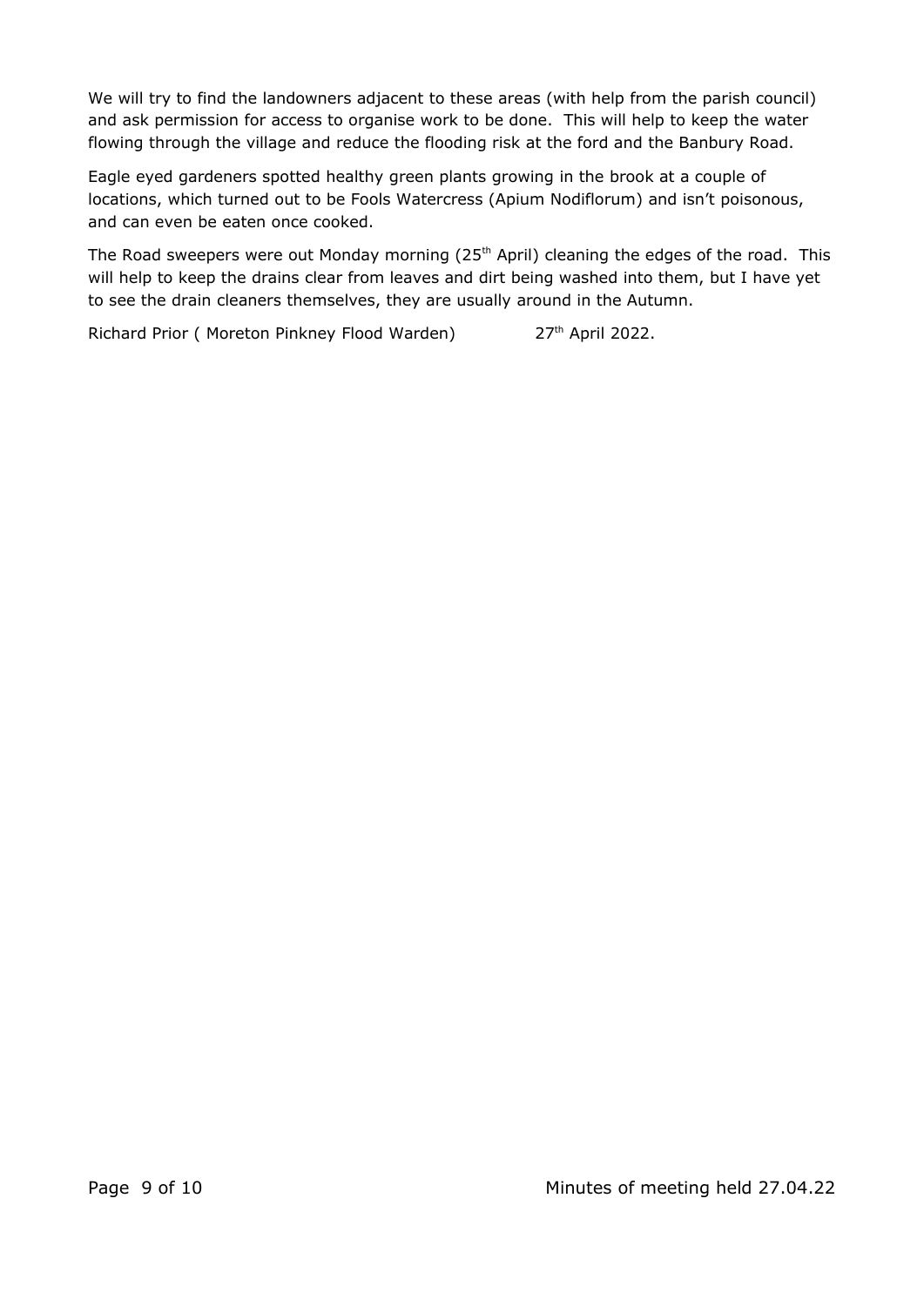We will try to find the landowners adjacent to these areas (with help from the parish council) and ask permission for access to organise work to be done. This will help to keep the water flowing through the village and reduce the flooding risk at the ford and the Banbury Road.

Eagle eyed gardeners spotted healthy green plants growing in the brook at a couple of locations, which turned out to be Fools Watercress (Apium Nodiflorum) and isn't poisonous, and can even be eaten once cooked.

The Road sweepers were out Monday morning (25th April) cleaning the edges of the road. This will help to keep the drains clear from leaves and dirt being washed into them, but I have yet to see the drain cleaners themselves, they are usually around in the Autumn.

Richard Prior ( Moreton Pinkney Flood Warden) 27th April 2022.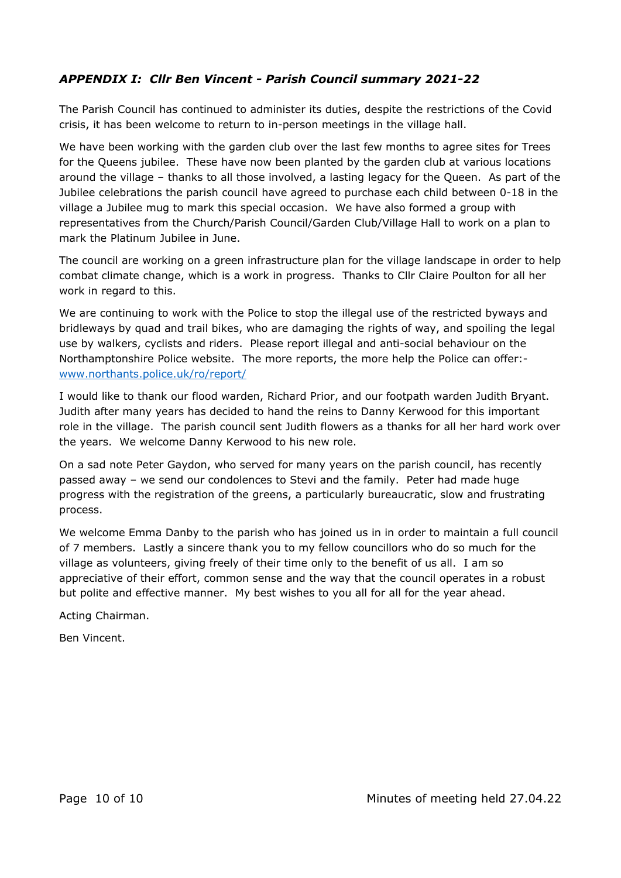### *APPENDIX I: Cllr Ben Vincent - Parish Council summary 2021-22*

The Parish Council has continued to administer its duties, despite the restrictions of the Covid crisis, it has been welcome to return to in-person meetings in the village hall.

We have been working with the garden club over the last few months to agree sites for Trees for the Queens jubilee. These have now been planted by the garden club at various locations around the village – thanks to all those involved, a lasting legacy for the Queen. As part of the Jubilee celebrations the parish council have agreed to purchase each child between 0-18 in the village a Jubilee mug to mark this special occasion. We have also formed a group with representatives from the Church/Parish Council/Garden Club/Village Hall to work on a plan to mark the Platinum Jubilee in June.

The council are working on a green infrastructure plan for the village landscape in order to help combat climate change, which is a work in progress. Thanks to Cllr Claire Poulton for all her work in regard to this.

We are continuing to work with the Police to stop the illegal use of the restricted byways and bridleways by quad and trail bikes, who are damaging the rights of way, and spoiling the legal use by walkers, cyclists and riders. Please report illegal and anti-social behaviour on the Northamptonshire Police website. The more reports, the more help the Police can offer:- [www.northants.police.uk/ro/report/](www.northants.police.uk/ro/report/)

I would like to thank our flood warden, Richard Prior, and our footpath warden Judith Bryant. Judith after many years has decided to hand the reins to Danny Kerwood for this important role in the village. The parish council sent Judith flowers as a thanks for all her hard work over the years. We welcome Danny Kerwood to his new role.

On a sad note Peter Gaydon, who served for many years on the parish council, has recently passed away – we send our condolences to Stevi and the family. Peter had made huge progress with the registration of the greens, a particularly bureaucratic, slow and frustrating process.

We welcome Emma Danby to the parish who has joined us in in order to maintain a full council of 7 members. Lastly a sincere thank you to my fellow councillors who do so much for the village as volunteers, giving freely of their time only to the benefit of us all. I am so appreciative of their effort, common sense and the way that the council operates in a robust but polite and effective manner. My best wishes to you all for all for the year ahead.

Acting Chairman.

Ben Vincent.